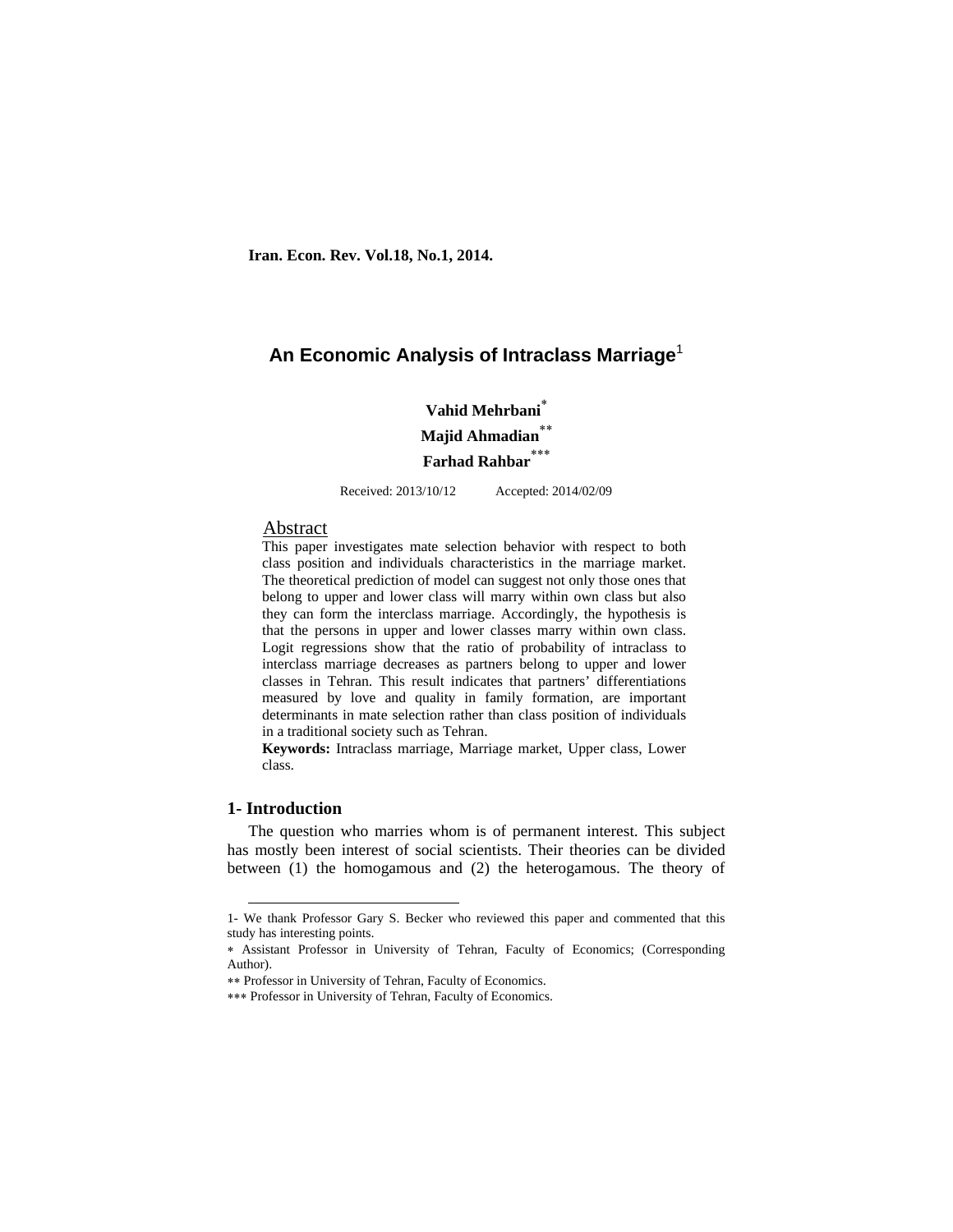**Iran. Econ. Rev. Vol.18, No.1, 2014.**

# An Economic Analysis of Intraclass Marriage[1]

**Vahid Mehrbani**[*]
**Majid Ahmadian**[**]
**Farhad Rahbar**[***]

Received: 2013/10/12 Accepted: 2014/02/09

## Abstract

This paper investigates mate selection behavior with respect to both class position and individuals characteristics in the marriage market. The theoretical prediction of model can suggest not only those ones that belong to upper and lower class will marry within own class but also they can form the interclass marriage. Accordingly, the hypothesis is that the persons in upper and lower classes marry within own class. Logit regressions show that the ratio of probability of intraclass to interclass marriage decreases as partners belong to upper and lower classes in Tehran. This result indicates that partners' differentiations measured by love and quality in family formation, are important determinants in mate selection rather than class position of individuals in a traditional society such as Tehran.

**Keywords:** Intraclass marriage, Marriage market, Upper class, Lower class.

## 1- Introduction

The question who marries whom is of permanent interest. This subject has mostly been interest of social scientists. Their theories can be divided between (1) the homogamous and (2) the heterogamous. The theory of

---

1- We thank Professor Gary S. Becker who reviewed this paper and commented that this study has interesting points.

∗ Assistant Professor in University of Tehran, Faculty of Economics; (Corresponding Author).

∗∗ Professor in University of Tehran, Faculty of Economics.

∗∗∗ Professor in University of Tehran, Faculty of Economics.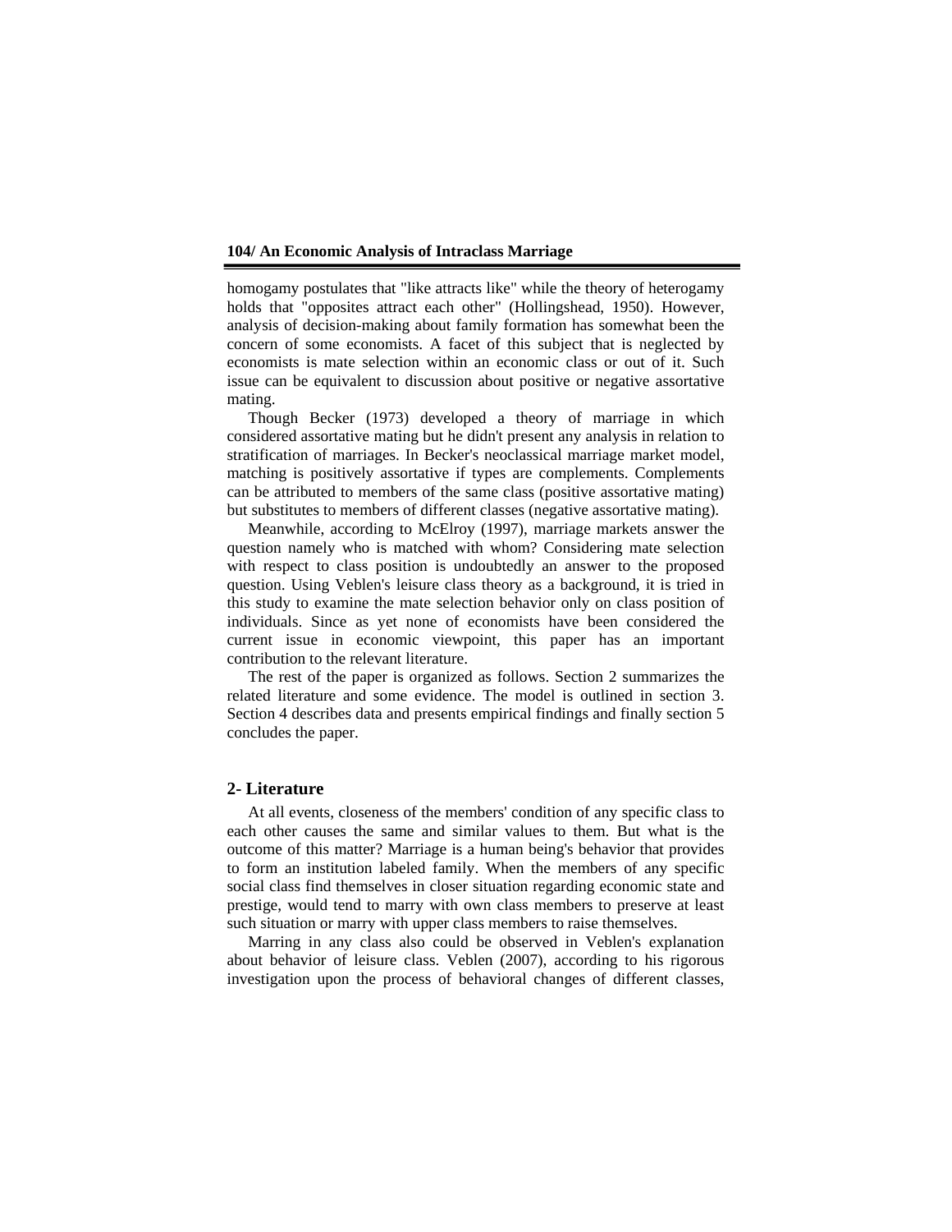homogamy postulates that "like attracts like" while the theory of heterogamy holds that "opposites attract each other" (Hollingshead, 1950). However, analysis of decision-making about family formation has somewhat been the concern of some economists. A facet of this subject that is neglected by economists is mate selection within an economic class or out of it. Such issue can be equivalent to discussion about positive or negative assortative mating.

Though Becker (1973) developed a theory of marriage in which considered assortative mating but he didn't present any analysis in relation to stratification of marriages. In Becker's neoclassical marriage market model, matching is positively assortative if types are complements. Complements can be attributed to members of the same class (positive assortative mating) but substitutes to members of different classes (negative assortative mating).

Meanwhile, according to McElroy (1997), marriage markets answer the question namely who is matched with whom? Considering mate selection with respect to class position is undoubtedly an answer to the proposed question. Using Veblen's leisure class theory as a background, it is tried in this study to examine the mate selection behavior only on class position of individuals. Since as yet none of economists have been considered the current issue in economic viewpoint, this paper has an important contribution to the relevant literature.

The rest of the paper is organized as follows. Section 2 summarizes the related literature and some evidence. The model is outlined in section 3. Section 4 describes data and presents empirical findings and finally section 5 concludes the paper.

## 2- Literature

At all events, closeness of the members' condition of any specific class to each other causes the same and similar values to them. But what is the outcome of this matter? Marriage is a human being's behavior that provides to form an institution labeled family. When the members of any specific social class find themselves in closer situation regarding economic state and prestige, would tend to marry with own class members to preserve at least such situation or marry with upper class members to raise themselves.

Marring in any class also could be observed in Veblen's explanation about behavior of leisure class. Veblen (2007), according to his rigorous investigation upon the process of behavioral changes of different classes,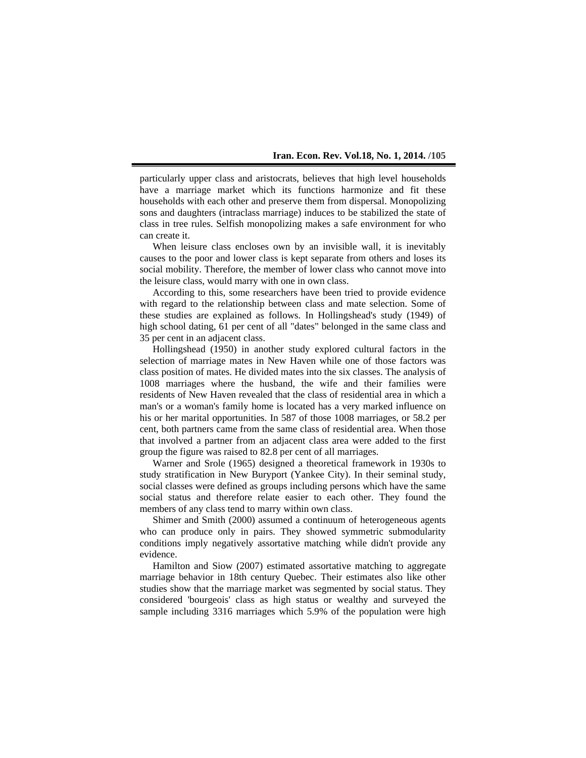particularly upper class and aristocrats, believes that high level households have a marriage market which its functions harmonize and fit these households with each other and preserve them from dispersal. Monopolizing sons and daughters (intraclass marriage) induces to be stabilized the state of class in tree rules. Selfish monopolizing makes a safe environment for who can create it.

When leisure class encloses own by an invisible wall, it is inevitably causes to the poor and lower class is kept separate from others and loses its social mobility. Therefore, the member of lower class who cannot move into the leisure class, would marry with one in own class.

According to this, some researchers have been tried to provide evidence with regard to the relationship between class and mate selection. Some of these studies are explained as follows. In Hollingshead's study (1949) of high school dating, 61 per cent of all "dates" belonged in the same class and 35 per cent in an adjacent class.

Hollingshead (1950) in another study explored cultural factors in the selection of marriage mates in New Haven while one of those factors was class position of mates. He divided mates into the six classes. The analysis of 1008 marriages where the husband, the wife and their families were residents of New Haven revealed that the class of residential area in which a man's or a woman's family home is located has a very marked influence on his or her marital opportunities. In 587 of those 1008 marriages, or 58.2 per cent, both partners came from the same class of residential area. When those that involved a partner from an adjacent class area were added to the first group the figure was raised to 82.8 per cent of all marriages.

Warner and Srole (1965) designed a theoretical framework in 1930s to study stratification in New Buryport (Yankee City). In their seminal study, social classes were defined as groups including persons which have the same social status and therefore relate easier to each other. They found the members of any class tend to marry within own class.

Shimer and Smith (2000) assumed a continuum of heterogeneous agents who can produce only in pairs. They showed symmetric submodularity conditions imply negatively assortative matching while didn't provide any evidence.

Hamilton and Siow (2007) estimated assortative matching to aggregate marriage behavior in 18th century Quebec. Their estimates also like other studies show that the marriage market was segmented by social status. They considered 'bourgeois' class as high status or wealthy and surveyed the sample including 3316 marriages which 5.9% of the population were high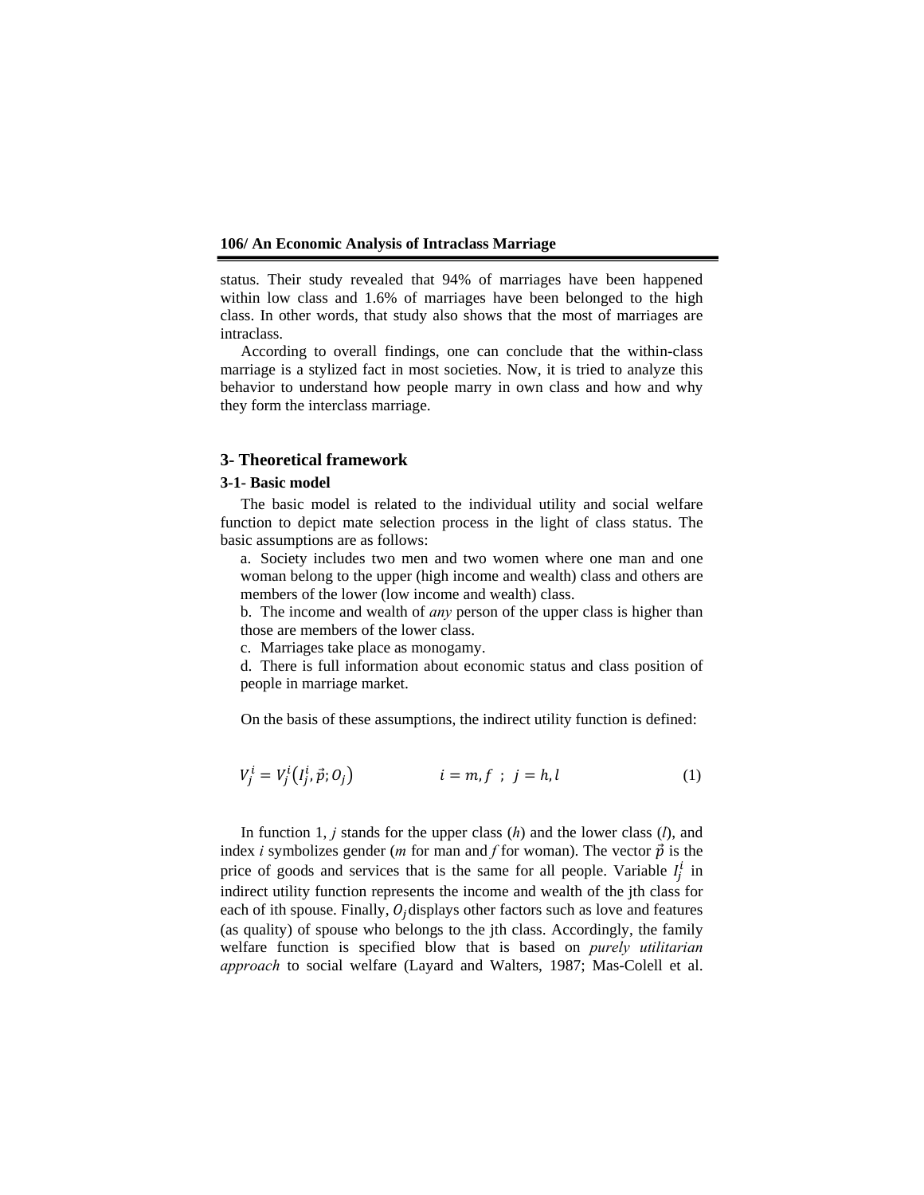status. Their study revealed that 94% of marriages have been happened within low class and 1.6% of marriages have been belonged to the high class. In other words, that study also shows that the most of marriages are intraclass.

According to overall findings, one can conclude that the within-class marriage is a stylized fact in most societies. Now, it is tried to analyze this behavior to understand how people marry in own class and how and why they form the interclass marriage.

## 3- Theoretical framework

### 3-1- Basic model

The basic model is related to the individual utility and social welfare function to depict mate selection process in the light of class status. The basic assumptions are as follows:

a. Society includes two men and two women where one man and one woman belong to the upper (high income and wealth) class and others are members of the lower (low income and wealth) class.

b. The income and wealth of *any* person of the upper class is higher than those are members of the lower class.

c. Marriages take place as monogamy.

d. There is full information about economic status and class position of people in marriage market.

On the basis of these assumptions, the indirect utility function is defined:

$$V_j^i = V_j^i\left(I_j^i, \vec{p}; O_j\right) \qquad i = m, f \;\; ; \;\; j = h, l \tag{1}$$

In function 1, *j* stands for the upper class (*h*) and the lower class (*l*), and index *i* symbolizes gender (*m* for man and *f* for woman). The vector $\vec{p}$ is the price of goods and services that is the same for all people. Variable $I_j^i$ in indirect utility function represents the income and wealth of the jth class for each of ith spouse. Finally, $O_j$ displays other factors such as love and features (as quality) of spouse who belongs to the jth class. Accordingly, the family welfare function is specified blow that is based on *purely utilitarian approach* to social welfare (Layard and Walters, 1987; Mas-Colell et al.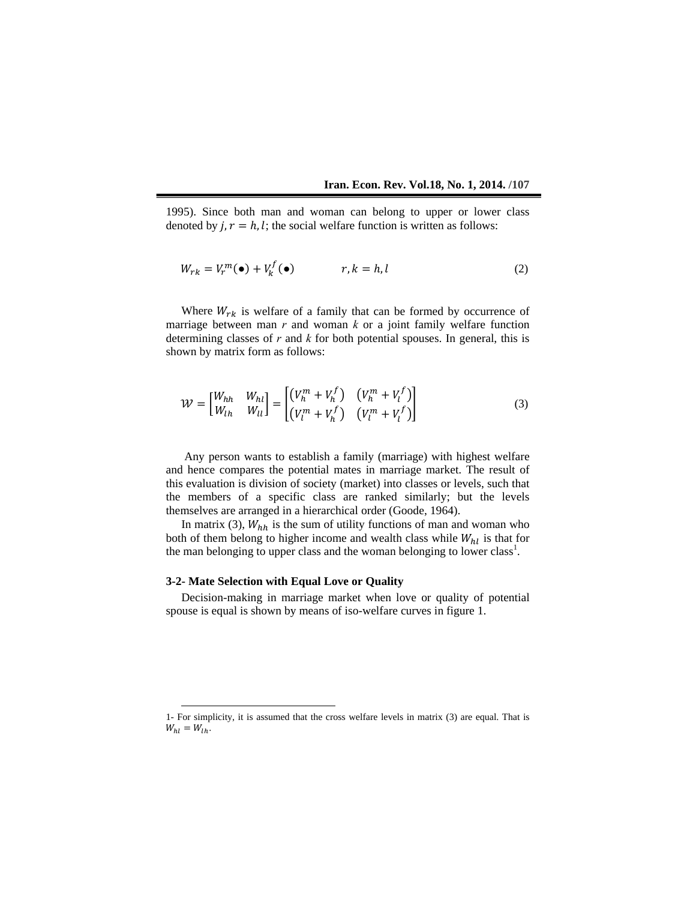1995). Since both man and woman can belong to upper or lower class denoted by $j, r = h, l$; the social welfare function is written as follows:

$$W_{rk} = V_r^m(\bullet) + V_k^f(\bullet) \qquad r, k = h, l \tag{2}$$

Where $W_{rk}$ is welfare of a family that can be formed by occurrence of marriage between man $r$ and woman $k$ or a joint family welfare function determining classes of $r$ and $k$ for both potential spouses. In general, this is shown by matrix form as follows:

$$\mathcal{W} = \begin{bmatrix} W_{hh} & W_{hl} \\ W_{lh} & W_{ll} \end{bmatrix} = \begin{bmatrix} \left(V_h^m + V_h^f\right) & \left(V_h^m + V_l^f\right) \\ \left(V_l^m + V_h^f\right) & \left(V_l^m + V_l^f\right) \end{bmatrix} \tag{3}$$

Any person wants to establish a family (marriage) with highest welfare and hence compares the potential mates in marriage market. The result of this evaluation is division of society (market) into classes or levels, such that the members of a specific class are ranked similarly; but the levels themselves are arranged in a hierarchical order (Goode, 1964).

In matrix (3), $W_{hh}$ is the sum of utility functions of man and woman who both of them belong to higher income and wealth class while $W_{hl}$ is that for the man belonging to upper class and the woman belonging to lower class[1].

### 3-2- Mate Selection with Equal Love or Quality

Decision-making in marriage market when love or quality of potential spouse is equal is shown by means of iso-welfare curves in figure 1.

1- For simplicity, it is assumed that the cross welfare levels in matrix (3) are equal. That is $W_{hl} = W_{lh}$.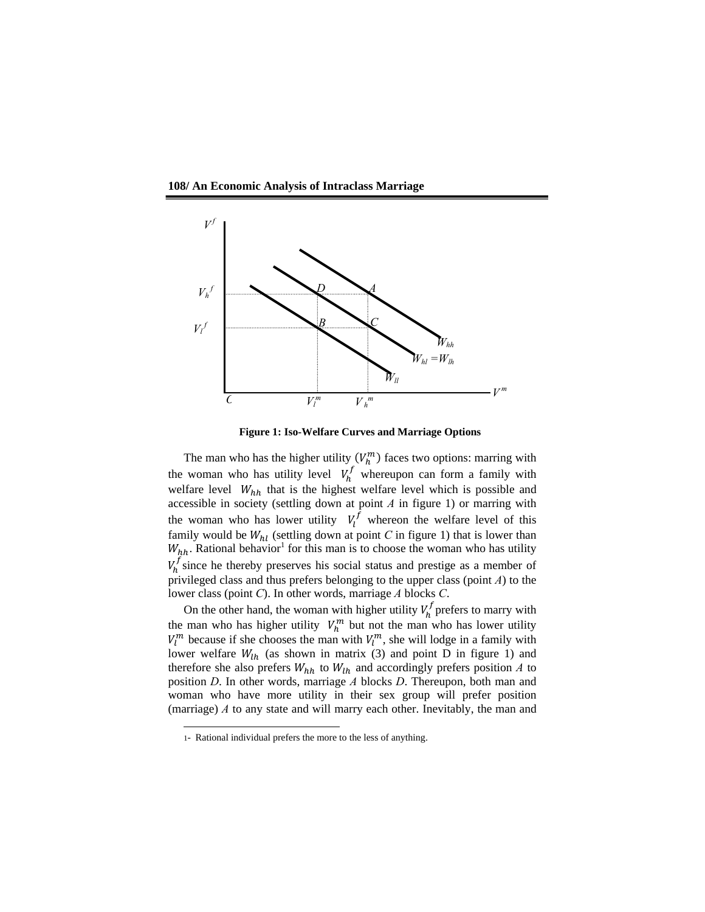**Figure 1: Iso-Welfare Curves and Marriage Options**

The man who has the higher utility ($V_h^m$) faces two options: marring with the woman who has utility level $V_h^f$ whereupon can form a family with welfare level $W_{hh}$ that is the highest welfare level which is possible and accessible in society (settling down at point *A* in figure 1) or marring with the woman who has lower utility $V_l^f$ whereon the welfare level of this family would be $W_{hl}$ (settling down at point *C* in figure 1) that is lower than $W_{hh}$. Rational behavior[1] for this man is to choose the woman who has utility $V_h^f$ since he thereby preserves his social status and prestige as a member of privileged class and thus prefers belonging to the upper class (point *A*) to the lower class (point *C*). In other words, marriage *A* blocks *C*.

On the other hand, the woman with higher utility $V_h^f$ prefers to marry with the man who has higher utility $V_h^m$ but not the man who has lower utility $V_l^m$ because if she chooses the man with $V_l^m$, she will lodge in a family with lower welfare $W_{lh}$ (as shown in matrix (3) and point D in figure 1) and therefore she also prefers $W_{hh}$ to $W_{lh}$ and accordingly prefers position *A* to position *D*. In other words, marriage *A* blocks *D*. Thereupon, both man and woman who have more utility in their sex group will prefer position (marriage) *A* to any state and will marry each other. Inevitably, the man and

1- Rational individual prefers the more to the less of anything.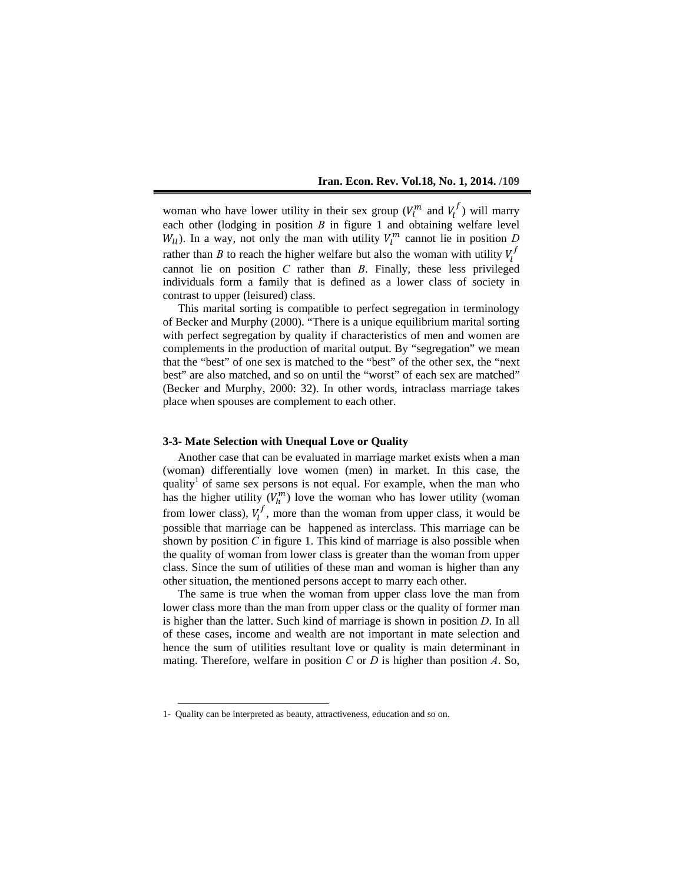woman who have lower utility in their sex group ($V_l^m$ and $V_l^f$) will marry each other (lodging in position *B* in figure 1 and obtaining welfare level $W_{ll}$). In a way, not only the man with utility $V_l^m$ cannot lie in position *D* rather than *B* to reach the higher welfare but also the woman with utility $V_l^f$ cannot lie on position *C* rather than *B*. Finally, these less privileged individuals form a family that is defined as a lower class of society in contrast to upper (leisured) class.

This marital sorting is compatible to perfect segregation in terminology of Becker and Murphy (2000). "There is a unique equilibrium marital sorting with perfect segregation by quality if characteristics of men and women are complements in the production of marital output. By "segregation" we mean that the "best" of one sex is matched to the "best" of the other sex, the "next best" are also matched, and so on until the "worst" of each sex are matched" (Becker and Murphy, 2000: 32). In other words, intraclass marriage takes place when spouses are complement to each other.

### 3-3- Mate Selection with Unequal Love or Quality

Another case that can be evaluated in marriage market exists when a man (woman) differentially love women (men) in market. In this case, the quality[1] of same sex persons is not equal. For example, when the man who has the higher utility ($V_h^m$) love the woman who has lower utility (woman from lower class), $V_l^f$, more than the woman from upper class, it would be possible that marriage can be happened as interclass. This marriage can be shown by position *C* in figure 1. This kind of marriage is also possible when the quality of woman from lower class is greater than the woman from upper class. Since the sum of utilities of these man and woman is higher than any other situation, the mentioned persons accept to marry each other.

The same is true when the woman from upper class love the man from lower class more than the man from upper class or the quality of former man is higher than the latter. Such kind of marriage is shown in position *D*. In all of these cases, income and wealth are not important in mate selection and hence the sum of utilities resultant love or quality is main determinant in mating. Therefore, welfare in position *C* or *D* is higher than position *A*. So,

1- Quality can be interpreted as beauty, attractiveness, education and so on.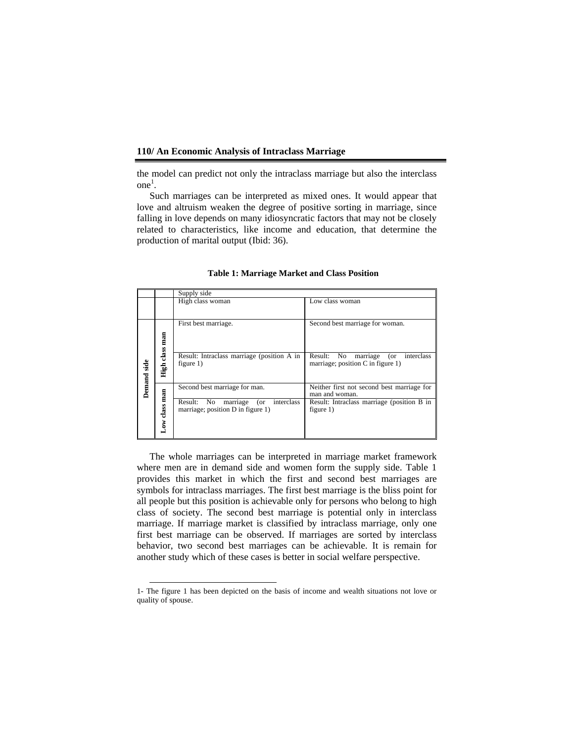the model can predict not only the intraclass marriage but also the interclass one[1].

Such marriages can be interpreted as mixed ones. It would appear that love and altruism weaken the degree of positive sorting in marriage, since falling in love depends on many idiosyncratic factors that may not be closely related to characteristics, like income and education, that determine the production of marital output (Ibid: 36).

**Table 1: Marriage Market and Class Position**

| | | Supply side | |
|---|---|---|---|
| | | High class woman | Low class woman |
| **Demand side** | **High class man** | First best marriage.<br><br>Result: Intraclass marriage (position A in figure 1) | Second best marriage for woman.<br><br>Result: No marriage (or interclass marriage; position C in figure 1) |
| | **Low class man** | Second best marriage for man.<br><br>Result: No marriage (or interclass marriage; position D in figure 1) | Neither first not second best marriage for man and woman.<br><br>Result: Intraclass marriage (position B in figure 1) |

The whole marriages can be interpreted in marriage market framework where men are in demand side and women form the supply side. Table 1 provides this market in which the first and second best marriages are symbols for intraclass marriages. The first best marriage is the bliss point for all people but this position is achievable only for persons who belong to high class of society. The second best marriage is potential only in interclass marriage. If marriage market is classified by intraclass marriage, only one first best marriage can be observed. If marriages are sorted by interclass behavior, two second best marriages can be achievable. It is remain for another study which of these cases is better in social welfare perspective.

---

1- The figure 1 has been depicted on the basis of income and wealth situations not love or quality of spouse.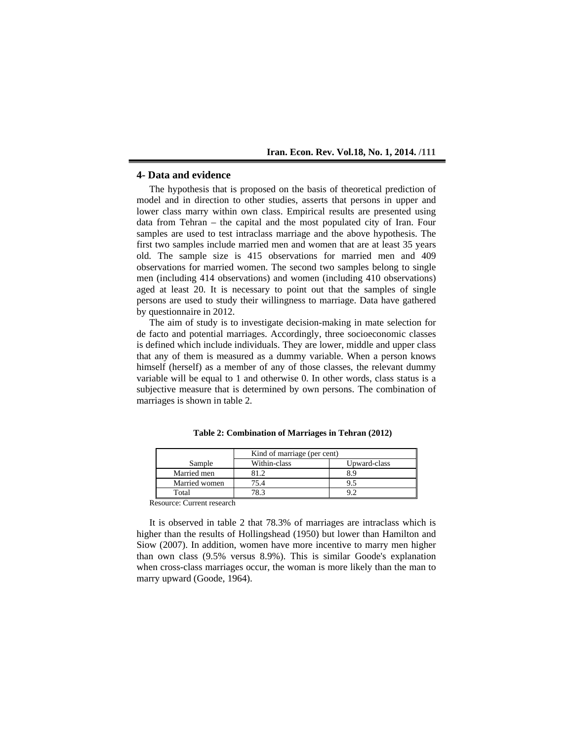## 4- Data and evidence

The hypothesis that is proposed on the basis of theoretical prediction of model and in direction to other studies, asserts that persons in upper and lower class marry within own class. Empirical results are presented using data from Tehran – the capital and the most populated city of Iran. Four samples are used to test intraclass marriage and the above hypothesis. The first two samples include married men and women that are at least 35 years old. The sample size is 415 observations for married men and 409 observations for married women. The second two samples belong to single men (including 414 observations) and women (including 410 observations) aged at least 20. It is necessary to point out that the samples of single persons are used to study their willingness to marriage. Data have gathered by questionnaire in 2012.

The aim of study is to investigate decision-making in mate selection for de facto and potential marriages. Accordingly, three socioeconomic classes is defined which include individuals. They are lower, middle and upper class that any of them is measured as a dummy variable. When a person knows himself (herself) as a member of any of those classes, the relevant dummy variable will be equal to 1 and otherwise 0. In other words, class status is a subjective measure that is determined by own persons. The combination of marriages is shown in table 2.

**Table 2: Combination of Marriages in Tehran (2012)**

| | Kind of marriage (per cent) | |
|---|---|---|
| Sample | Within-class | Upward-class |
| Married men | 81.2 | 8.9 |
| Married women | 75.4 | 9.5 |
| Total | 78.3 | 9.2 |

Resource: Current research

It is observed in table 2 that 78.3% of marriages are intraclass which is higher than the results of Hollingshead (1950) but lower than Hamilton and Siow (2007). In addition, women have more incentive to marry men higher than own class (9.5% versus 8.9%). This is similar Goode's explanation when cross-class marriages occur, the woman is more likely than the man to marry upward (Goode, 1964).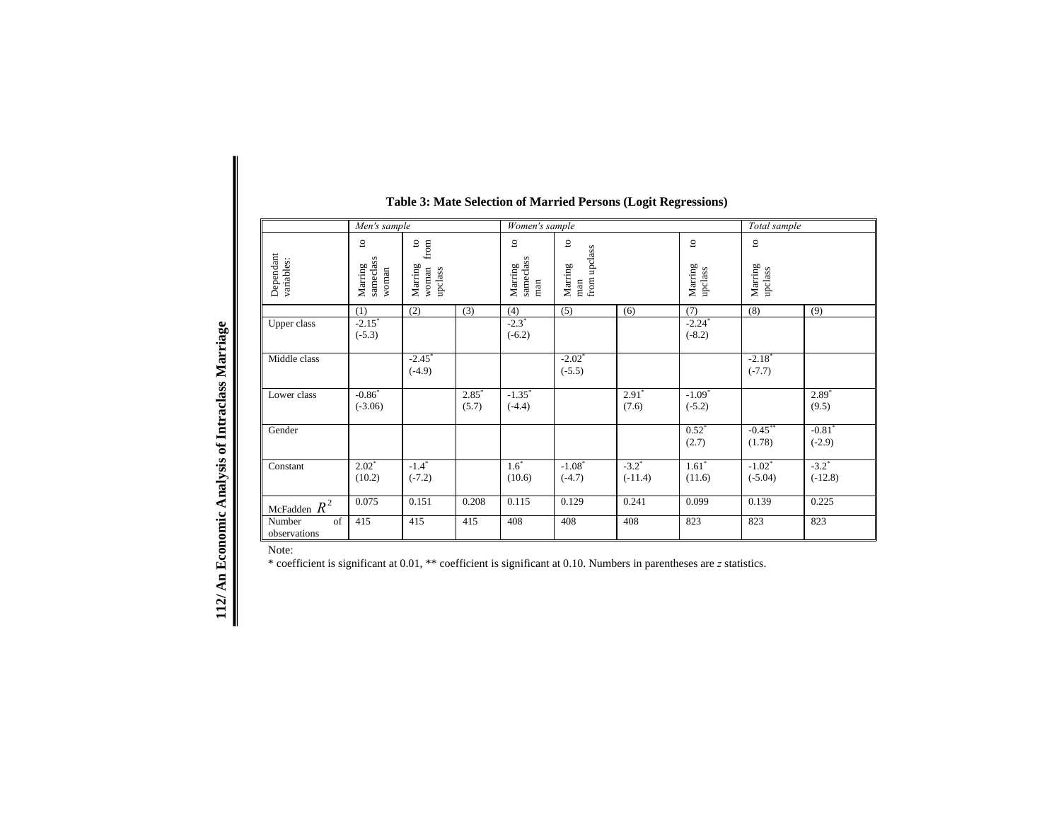**Table 3: Mate Selection of Married Persons (Logit Regressions)**

| | *Men's sample* | | | *Women's sample* | | | | *Total sample* | |
|---|---|---|---|---|---|---|---|---|---|
| Dependant variables: | Marring to sameclass woman | Marring to woman from upclass | | Marring to sameclass man | Marring to man from upclass | | Marring to upclass | Marring to upclass | |
| | (1) | (2) | (3) | (4) | (5) | (6) | (7) | (8) | (9) |
| Upper class | -2.15* (-5.3) | | | -2.3* (-6.2) | | | -2.24* (-8.2) | | |
| Middle class | | -2.45* (-4.9) | | | -2.02* (-5.5) | | | -2.18* (-7.7) | |
| Lower class | -0.86* (-3.06) | | 2.85* (5.7) | -1.35* (-4.4) | | 2.91* (7.6) | -1.09* (-5.2) | | 2.89* (9.5) |
| Gender | | | | | | | 0.52* (2.7) | -0.45** (1.78) | -0.81* (-2.9) |
| Constant | 2.02* (10.2) | -1.4* (-7.2) | | 1.6* (10.6) | -1.08* (-4.7) | -3.2* (-11.4) | 1.61* (11.6) | -1.02* (-5.04) | -3.2* (-12.8) |
| McFadden $R^2$ | 0.075 | 0.151 | 0.208 | 0.115 | 0.129 | 0.241 | 0.099 | 0.139 | 0.225 |
| Number of observations | 415 | 415 | 415 | 408 | 408 | 408 | 823 | 823 | 823 |

Note:

* coefficient is significant at 0.01, ** coefficient is significant at 0.10. Numbers in parentheses are *z* statistics.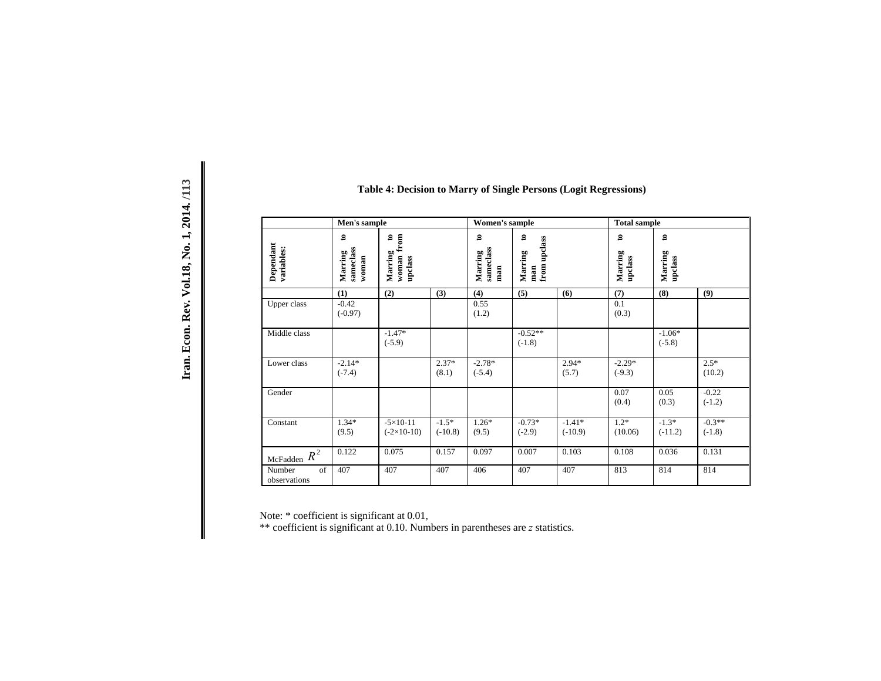**Table 4: Decision to Marry of Single Persons (Logit Regressions)**

| | Men's sample | | | Women's sample | | | Total sample | | |
|---|---|---|---|---|---|---|---|---|---|
| Dependant variables: | Marring to sameclass woman | Marring to woman from upclass | | Marring to sameclass man | Marring to man from upclass | | Marring to upclass | Marring to upclass | |
| | (1) | (2) | (3) | (4) | (5) | (6) | (7) | (8) | (9) |
| Upper class | -0.42 (-0.97) | | | 0.55 (1.2) | | | 0.1 (0.3) | | |
| Middle class | | -1.47* (-5.9) | | | -0.52** (-1.8) | | | -1.06* (-5.8) | |
| Lower class | -2.14* (-7.4) | | 2.37* (8.1) | -2.78* (-5.4) | | 2.94* (5.7) | -2.29* (-9.3) | | 2.5* (10.2) |
| Gender | | | | | | | 0.07 (0.4) | 0.05 (0.3) | -0.22 (-1.2) |
| Constant | 1.34* (9.5) | -5×10-11 (-2×10-10) | -1.5* (-10.8) | 1.26* (9.5) | -0.73* (-2.9) | -1.41* (-10.9) | 1.2* (10.06) | -1.3* (-11.2) | -0.3** (-1.8) |
| McFadden $R^2$ | 0.122 | 0.075 | 0.157 | 0.097 | 0.007 | 0.103 | 0.108 | 0.036 | 0.131 |
| Number of observations | 407 | 407 | 407 | 406 | 407 | 407 | 813 | 814 | 814 |

Note: * coefficient is significant at 0.01,
** coefficient is significant at 0.10. Numbers in parentheses are *z* statistics.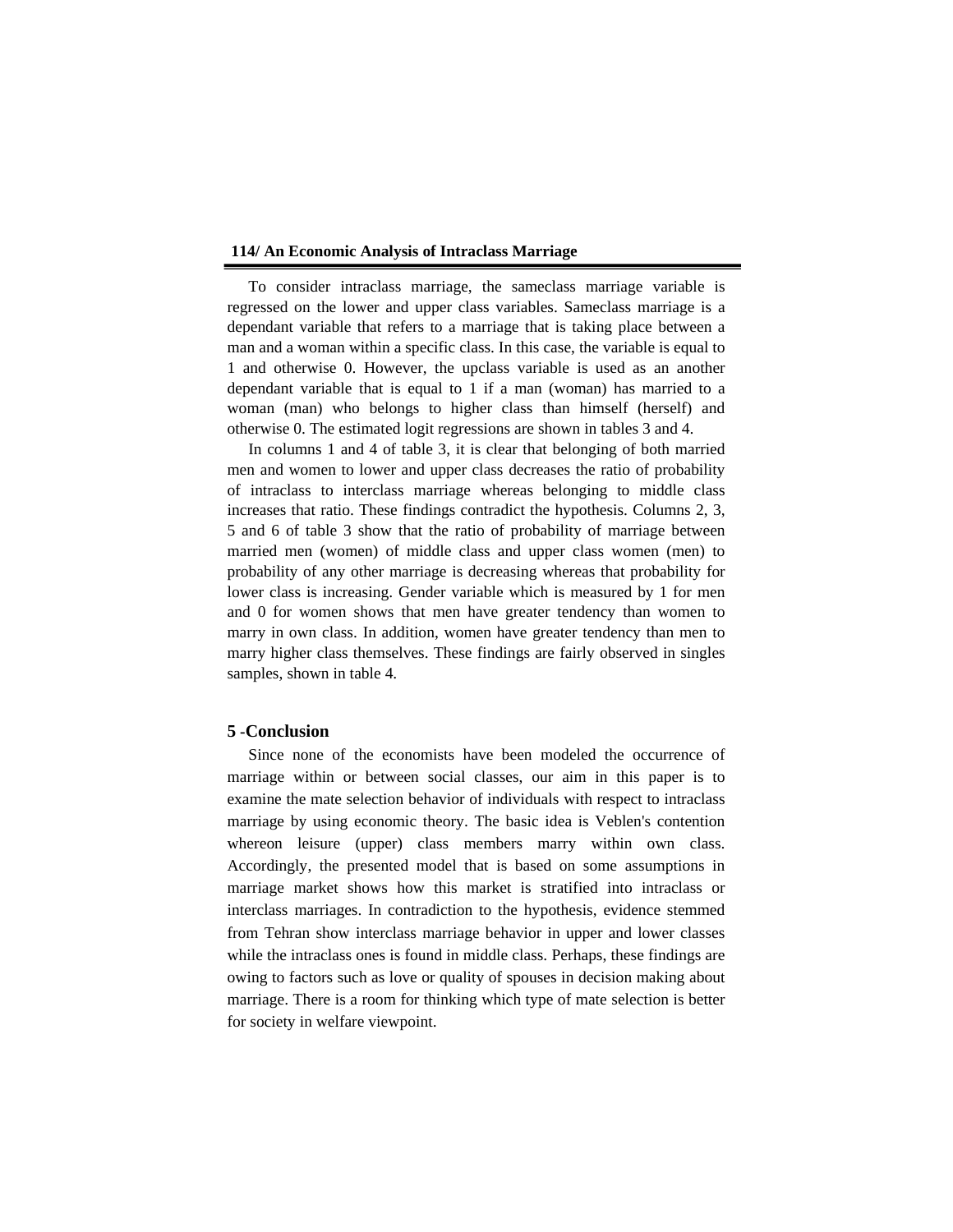To consider intraclass marriage, the sameclass marriage variable is regressed on the lower and upper class variables. Sameclass marriage is a dependant variable that refers to a marriage that is taking place between a man and a woman within a specific class. In this case, the variable is equal to 1 and otherwise 0. However, the upclass variable is used as an another dependant variable that is equal to 1 if a man (woman) has married to a woman (man) who belongs to higher class than himself (herself) and otherwise 0. The estimated logit regressions are shown in tables 3 and 4.

In columns 1 and 4 of table 3, it is clear that belonging of both married men and women to lower and upper class decreases the ratio of probability of intraclass to interclass marriage whereas belonging to middle class increases that ratio. These findings contradict the hypothesis. Columns 2, 3, 5 and 6 of table 3 show that the ratio of probability of marriage between married men (women) of middle class and upper class women (men) to probability of any other marriage is decreasing whereas that probability for lower class is increasing. Gender variable which is measured by 1 for men and 0 for women shows that men have greater tendency than women to marry in own class. In addition, women have greater tendency than men to marry higher class themselves. These findings are fairly observed in singles samples, shown in table 4.

## 5 -Conclusion

Since none of the economists have been modeled the occurrence of marriage within or between social classes, our aim in this paper is to examine the mate selection behavior of individuals with respect to intraclass marriage by using economic theory. The basic idea is Veblen's contention whereon leisure (upper) class members marry within own class. Accordingly, the presented model that is based on some assumptions in marriage market shows how this market is stratified into intraclass or interclass marriages. In contradiction to the hypothesis, evidence stemmed from Tehran show interclass marriage behavior in upper and lower classes while the intraclass ones is found in middle class. Perhaps, these findings are owing to factors such as love or quality of spouses in decision making about marriage. There is a room for thinking which type of mate selection is better for society in welfare viewpoint.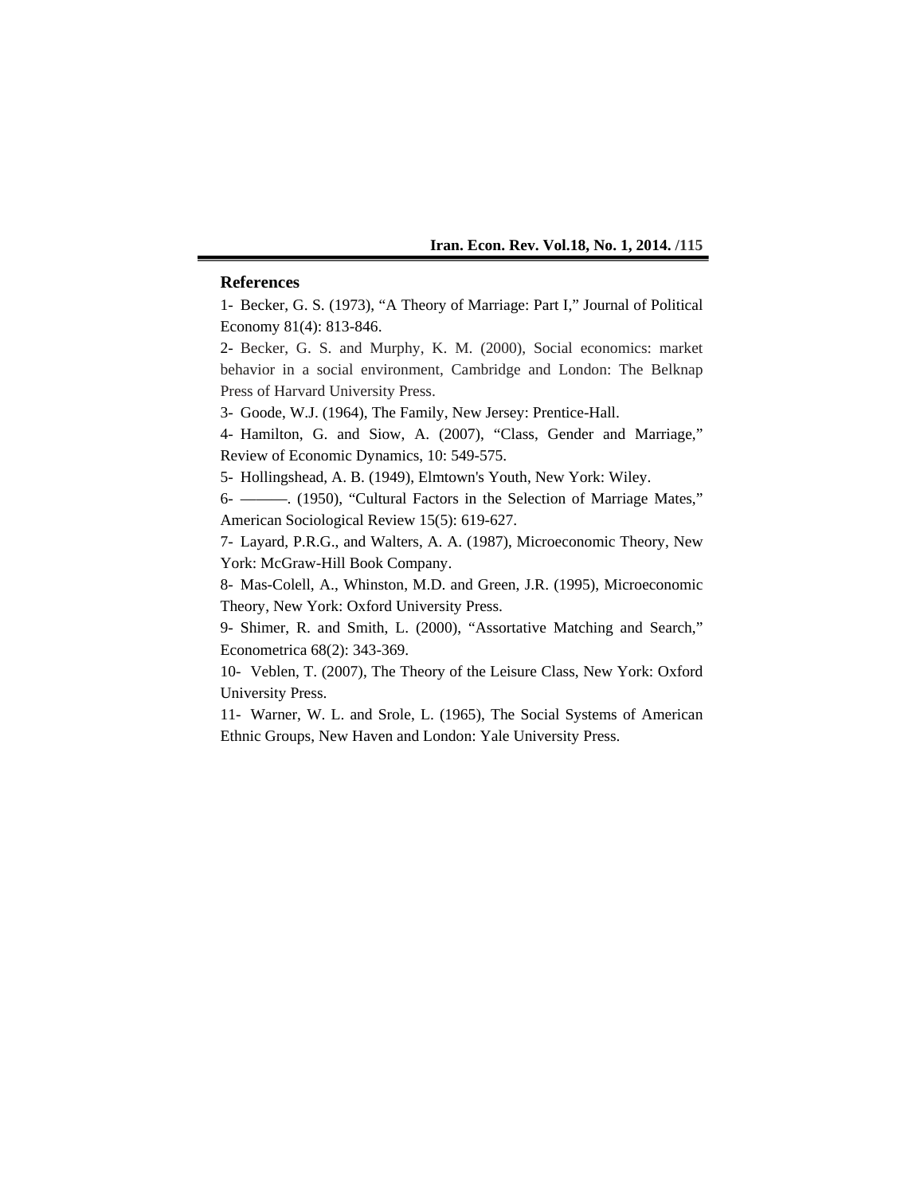## References

1- Becker, G. S. (1973), "A Theory of Marriage: Part I," Journal of Political Economy 81(4): 813-846.

2- Becker, G. S. and Murphy, K. M. (2000), Social economics: market behavior in a social environment, Cambridge and London: The Belknap Press of Harvard University Press.

3- Goode, W.J. (1964), The Family, New Jersey: Prentice-Hall.

4- Hamilton, G. and Siow, A. (2007), "Class, Gender and Marriage," Review of Economic Dynamics, 10: 549-575.

5- Hollingshead, A. B. (1949), Elmtown's Youth, New York: Wiley.

6- ———. (1950), "Cultural Factors in the Selection of Marriage Mates," American Sociological Review 15(5): 619-627.

7- Layard, P.R.G., and Walters, A. A. (1987), Microeconomic Theory, New York: McGraw-Hill Book Company.

8- Mas-Colell, A., Whinston, M.D. and Green, J.R. (1995), Microeconomic Theory, New York: Oxford University Press.

9- Shimer, R. and Smith, L. (2000), "Assortative Matching and Search," Econometrica 68(2): 343-369.

10- Veblen, T. (2007), The Theory of the Leisure Class, New York: Oxford University Press.

11- Warner, W. L. and Srole, L. (1965), The Social Systems of American Ethnic Groups, New Haven and London: Yale University Press.